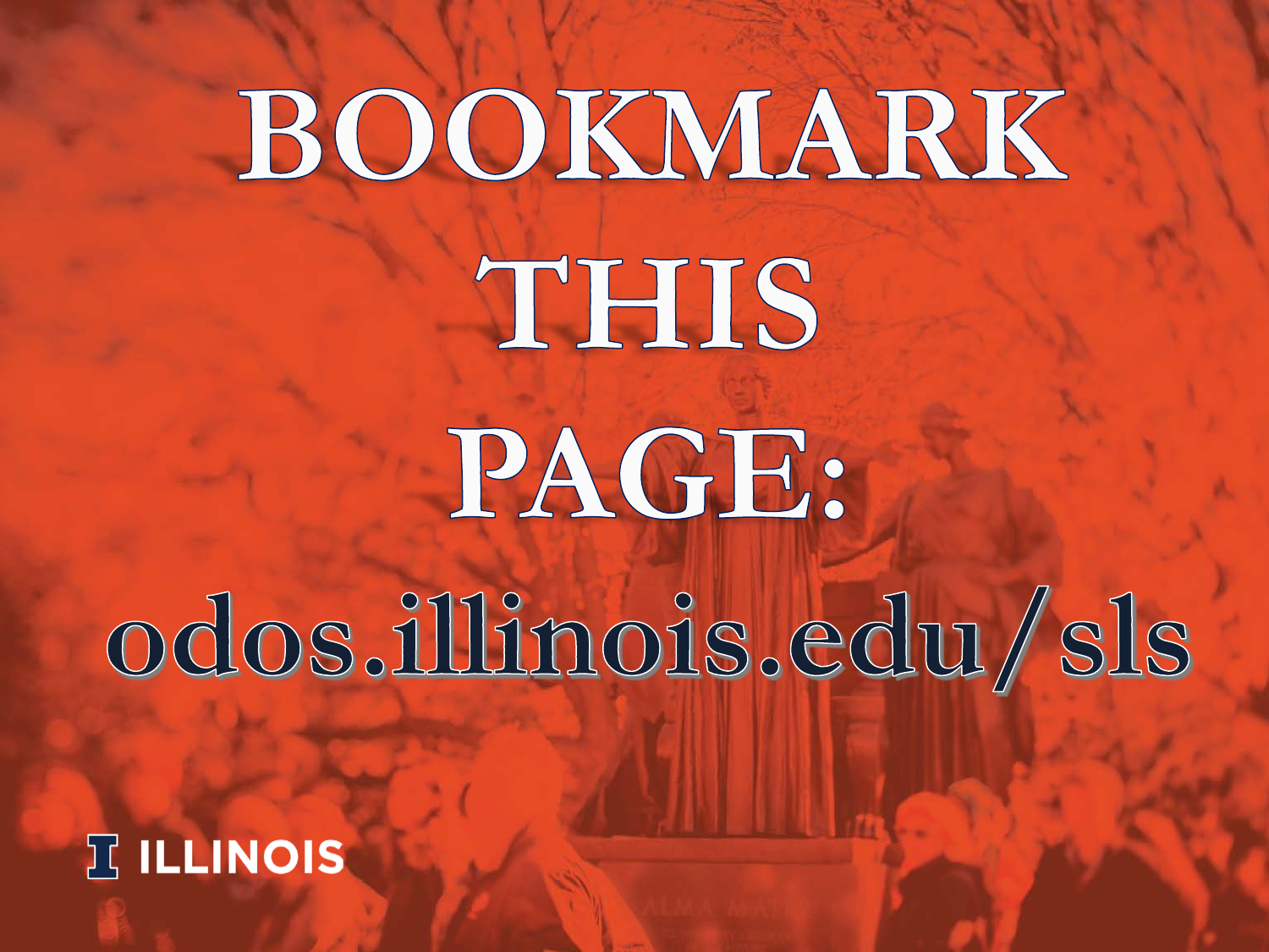# BOOKMARK THIS PAGE:

# odos.illinois.edu/sls

ILLINOIS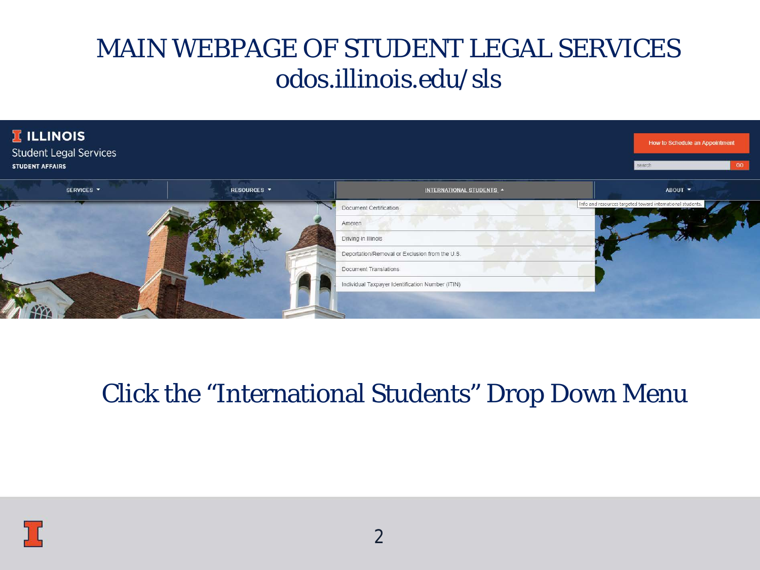# MAIN WEBPAGE OF STUDENT LEGAL SERVICES
## odos.illinois.edu/sls

ILLINOIS
Student Legal Services
STUDENT AFFAIRS

How to Schedule an Appointment

SERVICES | RESOURCES | INTERNATIONAL STUDENTS | ABOUT

Info and resources targeted toward international students.

- Document Certification
- Ameren
- Driving in Illinois
- Deportation/Removal or Exclusion from the U.S.
- Document Translations
- Individual Taxpayer Identification Number (ITIN)

Click the "International Students" Drop Down Menu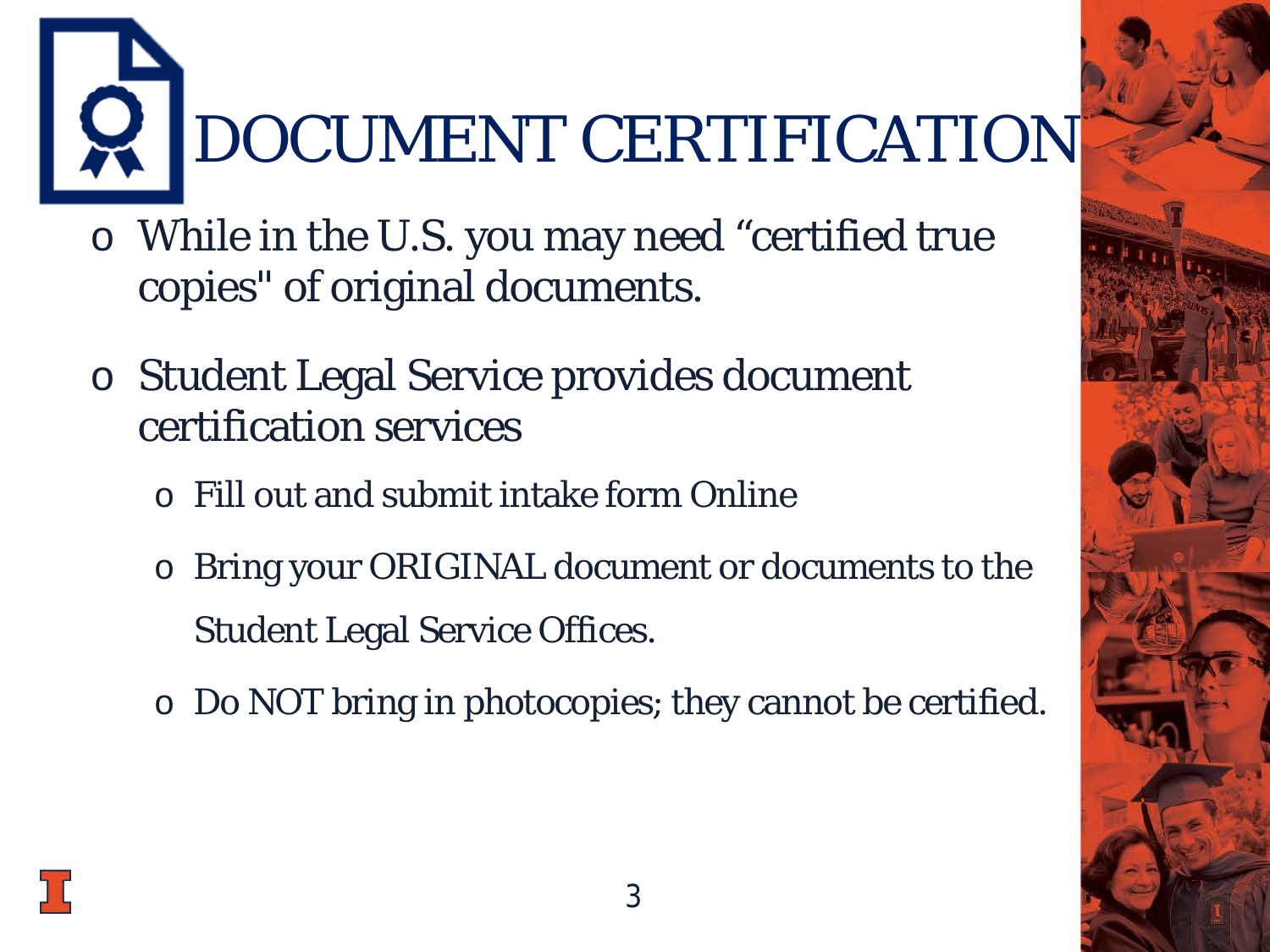# DOCUMENT CERTIFICATION

- While in the U.S. you may need “certified true copies" of original documents.
- Student Legal Service provides document certification services
  - Fill out and submit intake form Online
  - Bring your ORIGINAL document or documents to the Student Legal Service Offices.
  - Do NOT bring in photocopies; they cannot be certified.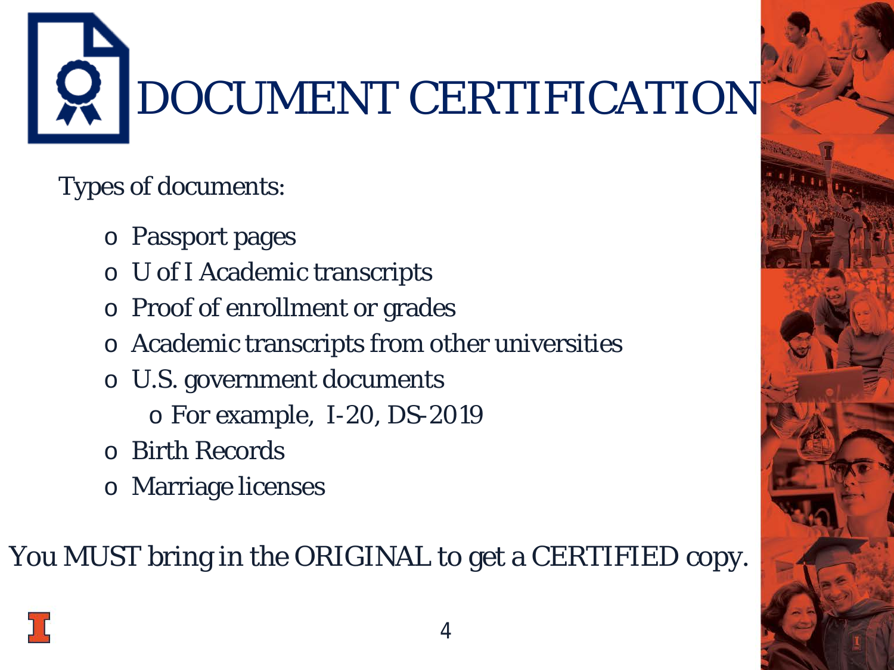# DOCUMENT CERTIFICATION

Types of documents:

- Passport pages
- U of I Academic transcripts
- Proof of enrollment or grades
- Academic transcripts from other universities
- U.S. government documents
  - For example, I-20, DS-2019
- Birth Records
- Marriage licenses

You MUST bring in the ORIGINAL to get a CERTIFIED copy.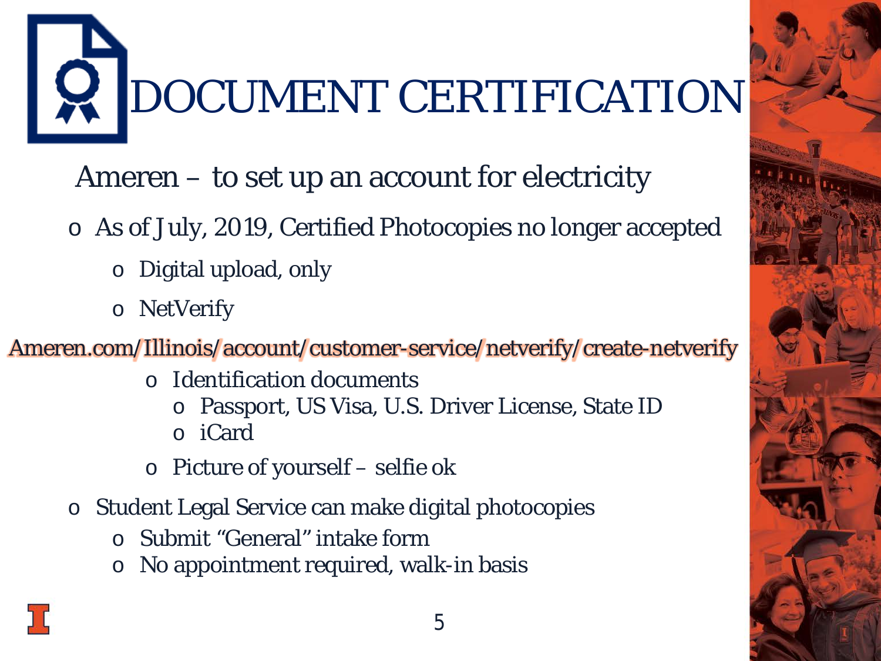# DOCUMENT CERTIFICATION

## Ameren – to set up an account for electricity

- As of July, 2019, Certified Photocopies no longer accepted
  - Digital upload, only
  - NetVerify

Ameren.com/Illinois/account/customer-service/netverify/create-netverify

- Identification documents
  - Passport, US Visa, U.S. Driver License, State ID
  - iCard
- Picture of yourself – selfie ok

- Student Legal Service can make digital photocopies
  - Submit "General" intake form
  - No appointment required, walk-in basis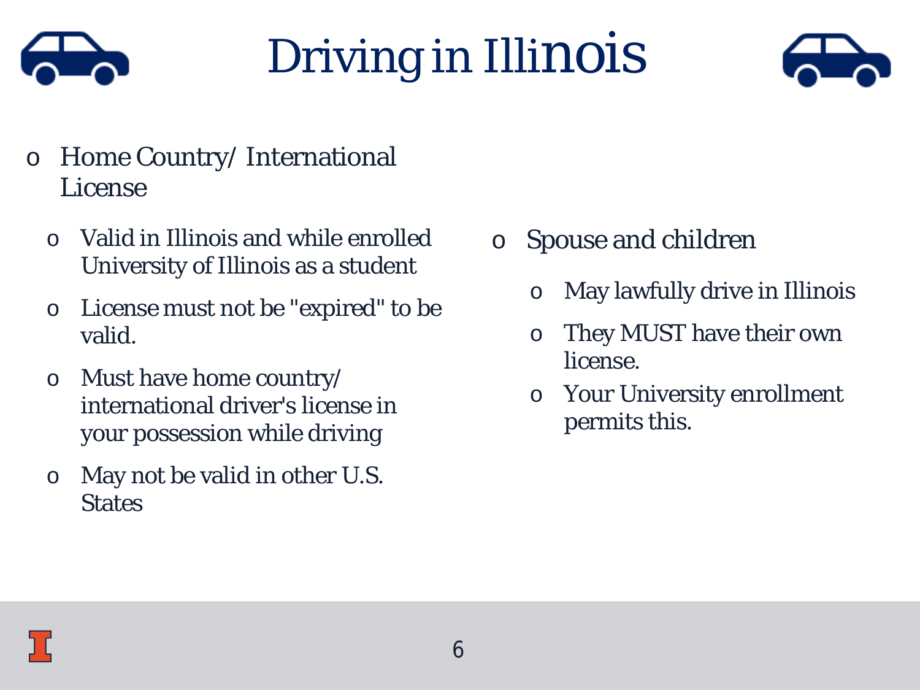# Driving in Illinois

- Home Country/ International License
  - Valid in Illinois and while enrolled University of Illinois as a student
  - License must not be "expired" to be valid.
  - Must have home country/ international driver's license in your possession while driving
  - May not be valid in other U.S. States

- Spouse and children
  - May lawfully drive in Illinois
  - They MUST have their own license.
  - Your University enrollment permits this.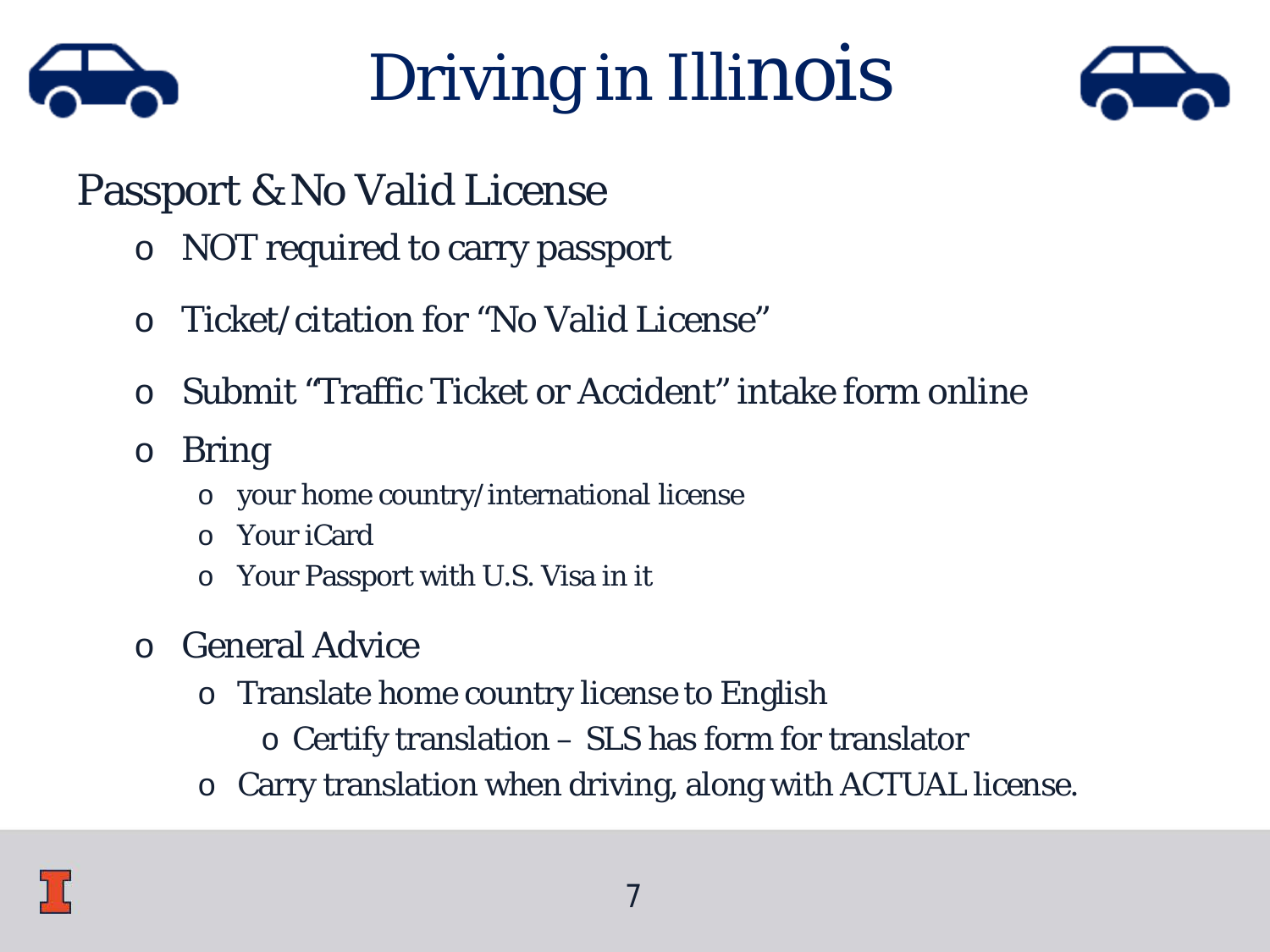# Driving in Illinois

## Passport & No Valid License

- NOT required to carry passport
- Ticket/citation for “No Valid License”
- Submit “Traffic Ticket or Accident” intake form online
- Bring
  - your home country/international license
  - Your iCard
  - Your Passport with U.S. Visa in it
- General Advice
  - Translate home country license to English
    - Certify translation – SLS has form for translator
  - Carry translation when driving, along with ACTUAL license.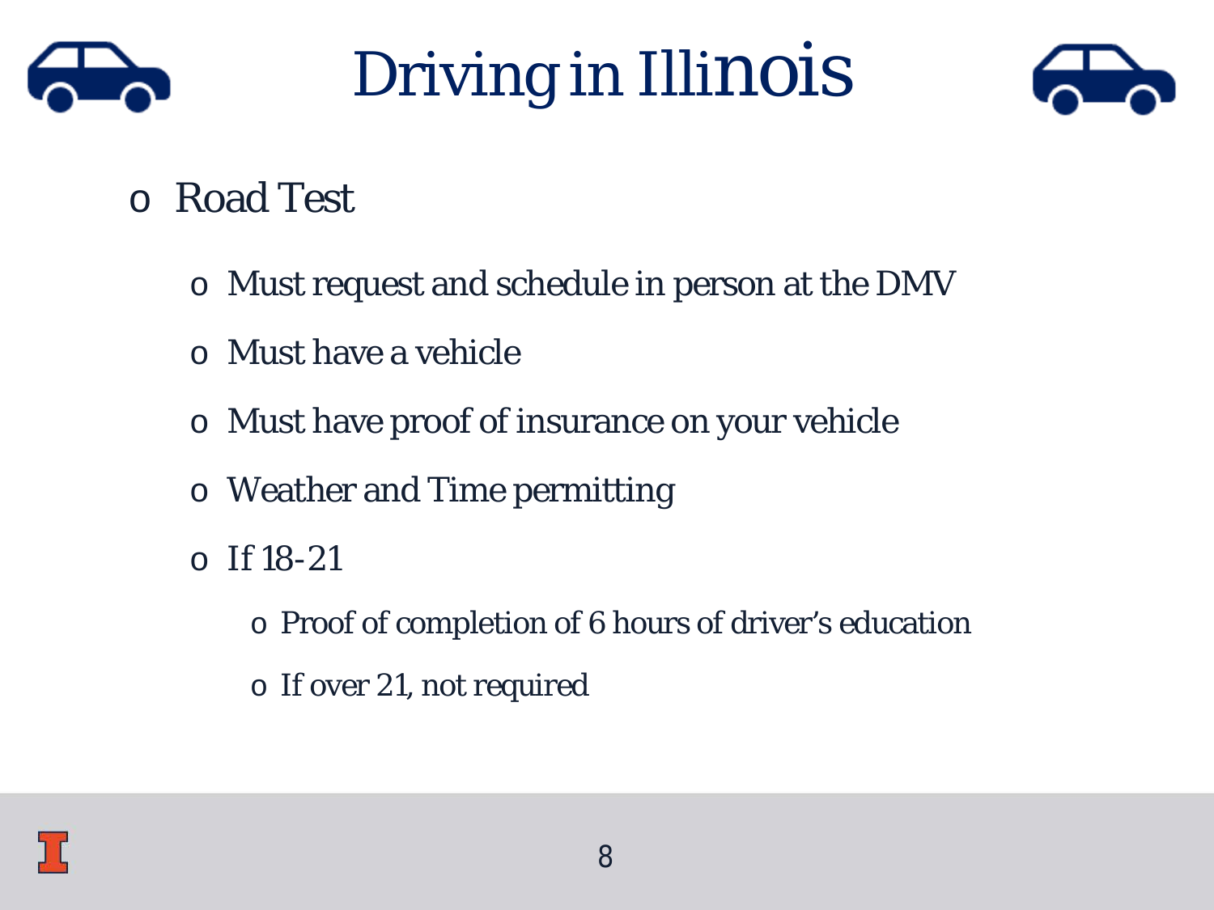# Driving in Illinois

- Road Test
  - Must request and schedule in person at the DMV
  - Must have a vehicle
  - Must have proof of insurance on your vehicle
  - Weather and Time permitting
  - If 18-21
    - Proof of completion of 6 hours of driver's education
    - If over 21, not required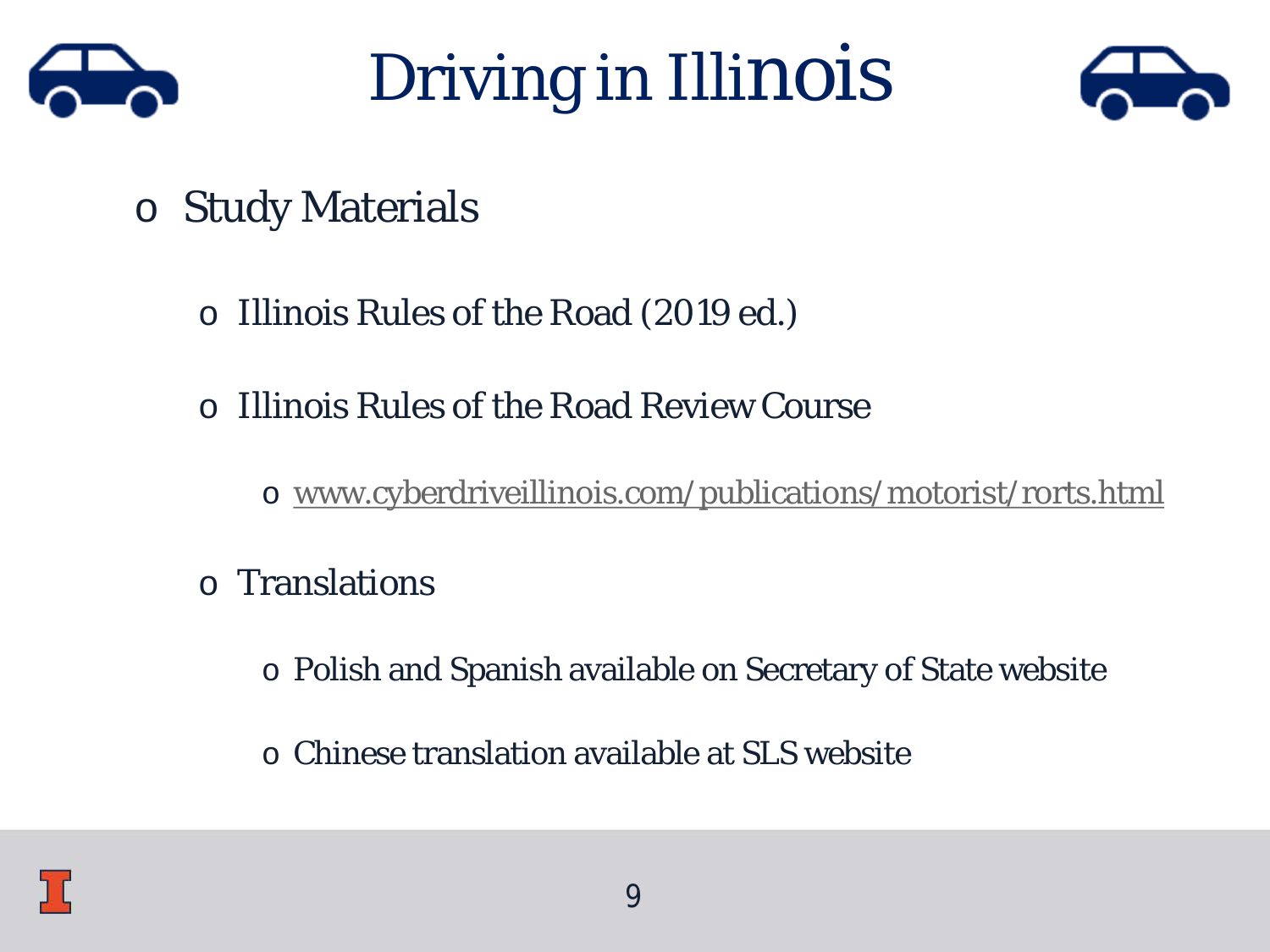# Driving in Illinois

- Study Materials
  - Illinois Rules of the Road (2019 ed.)
  - Illinois Rules of the Road Review Course
    - www.cyberdriveillinois.com/publications/motorist/rorts.html
  - Translations
    - Polish and Spanish available on Secretary of State website
    - Chinese translation available at SLS website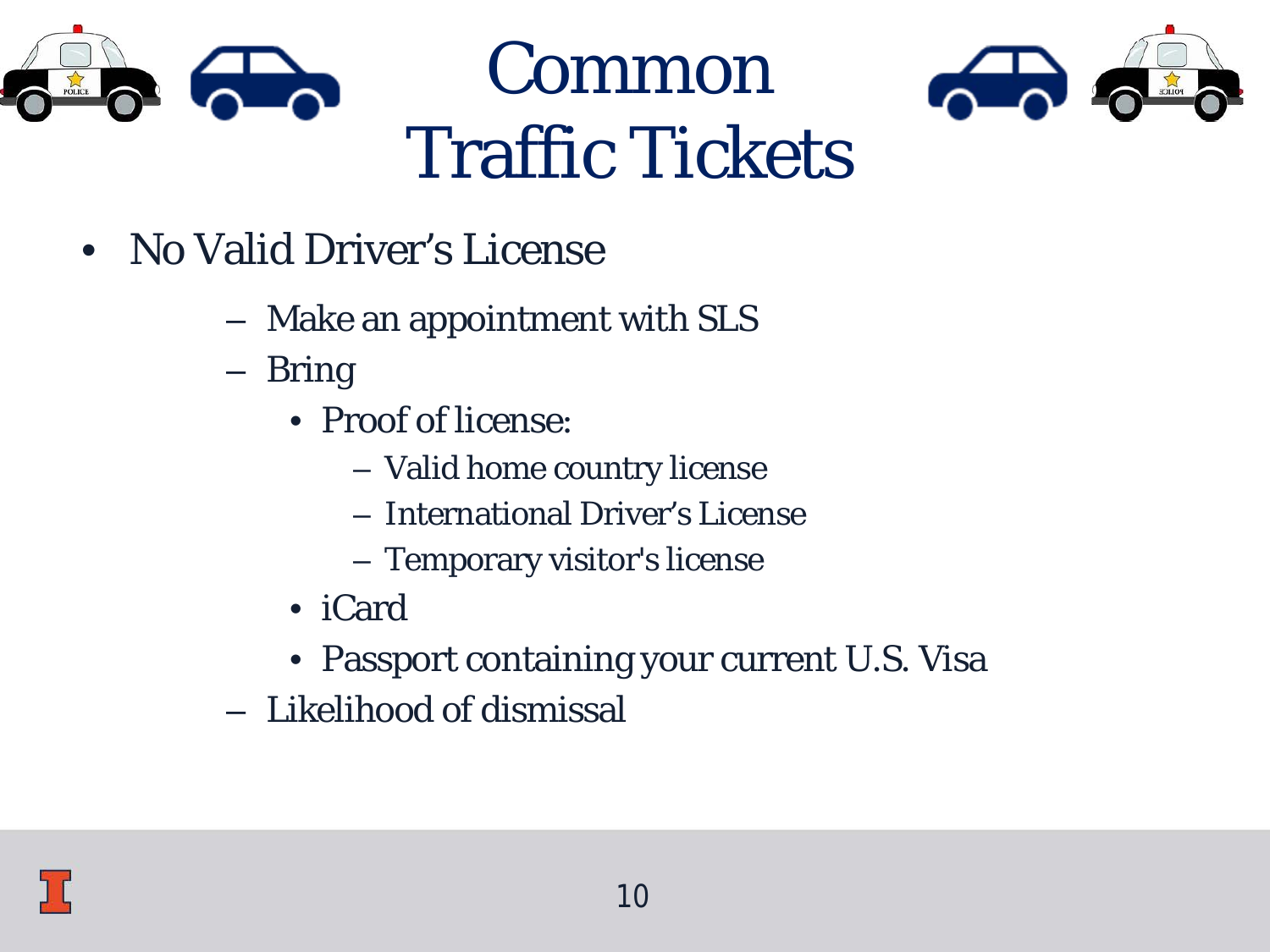# Common Traffic Tickets

- No Valid Driver's License
  - Make an appointment with SLS
  - Bring
    - Proof of license:
      - Valid home country license
      - International Driver's License
      - Temporary visitor's license
    - iCard
    - Passport containing your current U.S. Visa
  - Likelihood of dismissal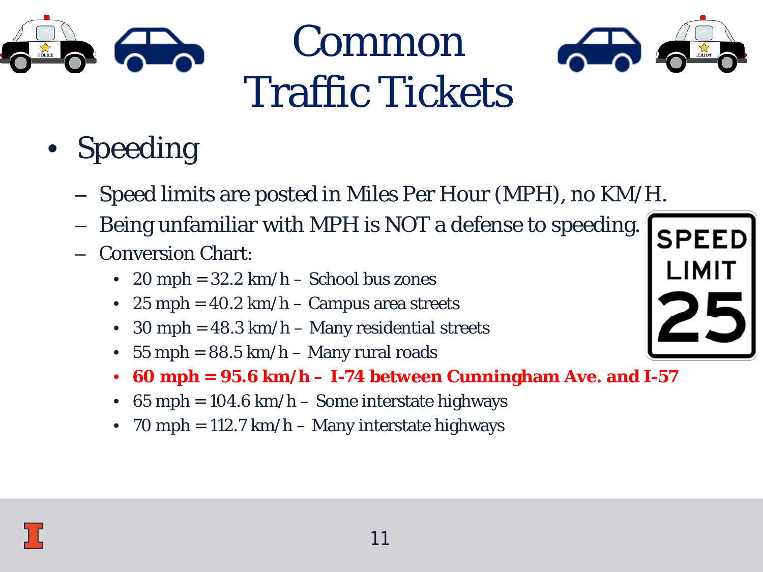# Common Traffic Tickets

- Speeding
  - Speed limits are posted in Miles Per Hour (MPH), no KM/H.
  - Being unfamiliar with MPH is NOT a defense to speeding.
  - Conversion Chart:
    - 20 mph = 32.2 km/h – School bus zones
    - 25 mph = 40.2 km/h – Campus area streets
    - 30 mph = 48.3 km/h – Many residential streets
    - 55 mph = 88.5 km/h – Many rural roads
    - **60 mph = 95.6 km/h – I-74 between Cunningham Ave. and I-57**
    - 65 mph = 104.6 km/h – Some interstate highways
    - 70 mph = 112.7 km/h – Many interstate highways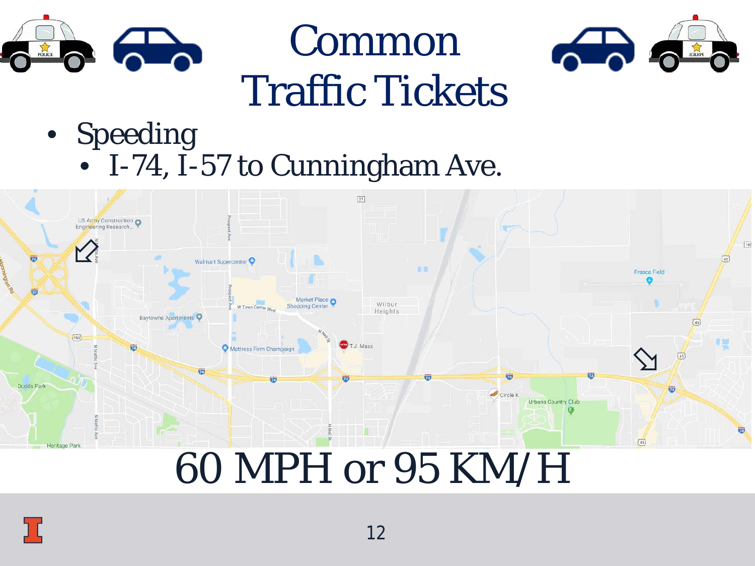# Common Traffic Tickets

- Speeding
  - I-74, I-57 to Cunningham Ave.

60 MPH or 95 KM/H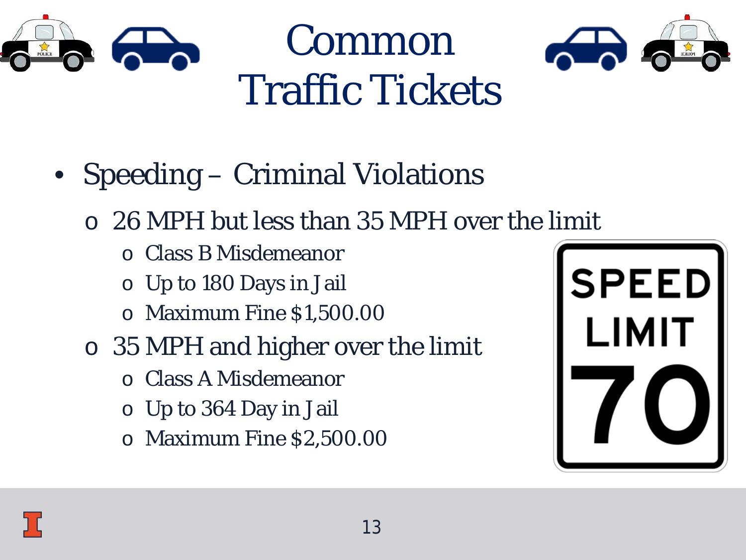# Common Traffic Tickets

- Speeding – Criminal Violations
  - 26 MPH but less than 35 MPH over the limit
    - Class B Misdemeanor
    - Up to 180 Days in Jail
    - Maximum Fine $1,500.00
  - 35 MPH and higher over the limit
    - Class A Misdemeanor
    - Up to 364 Day in Jail
    - Maximum Fine $2,500.00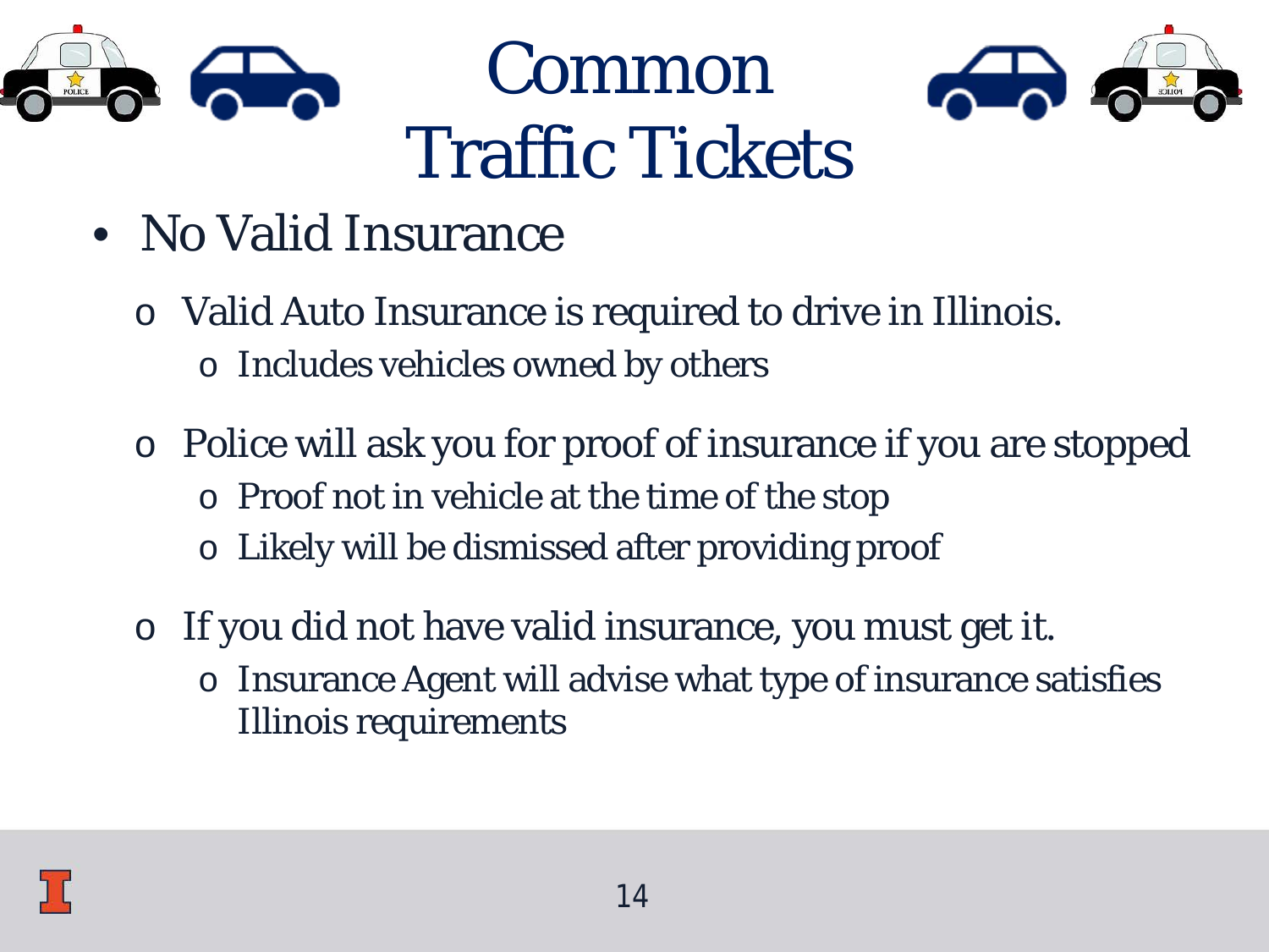# Common Traffic Tickets

- No Valid Insurance
  - Valid Auto Insurance is required to drive in Illinois.
    - Includes vehicles owned by others
  - Police will ask you for proof of insurance if you are stopped
    - Proof not in vehicle at the time of the stop
    - Likely will be dismissed after providing proof
  - If you did not have valid insurance, you must get it.
    - Insurance Agent will advise what type of insurance satisfies Illinois requirements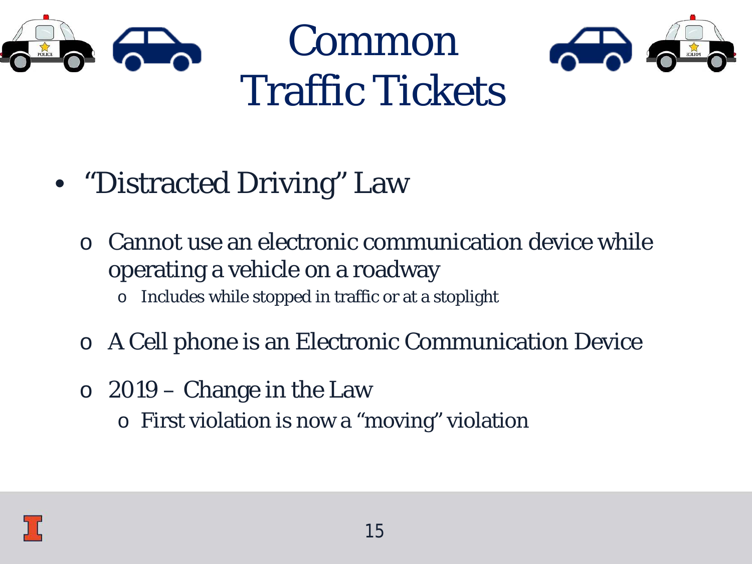# Common Traffic Tickets

- "Distracted Driving" Law
  - Cannot use an electronic communication device while operating a vehicle on a roadway
    - Includes while stopped in traffic or at a stoplight
  - A Cell phone is an Electronic Communication Device
  - 2019 – Change in the Law
    - First violation is now a "moving" violation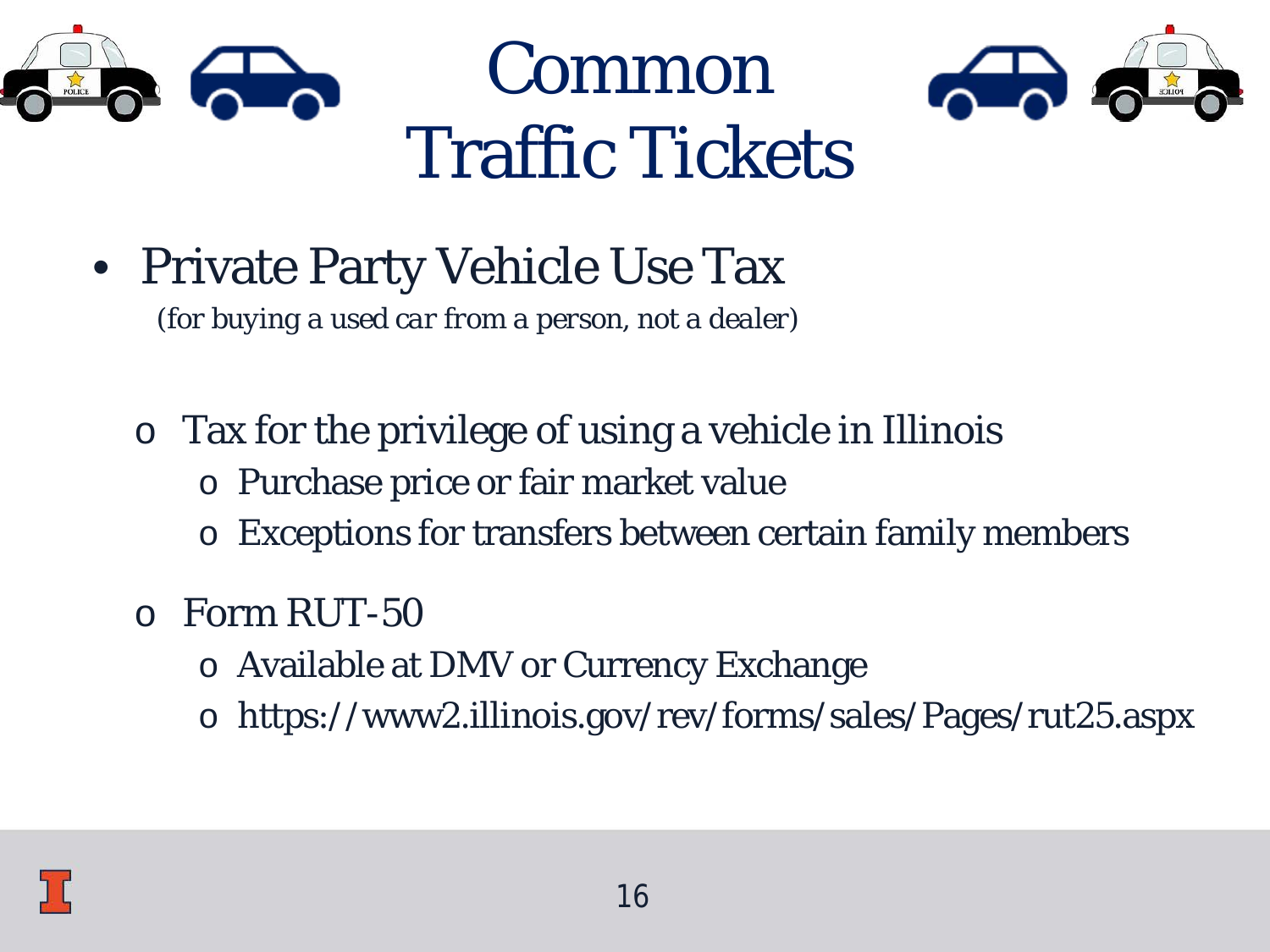# Common Traffic Tickets

- Private Party Vehicle Use Tax
  *(for buying a used car from a person, not a dealer)*

  - Tax for the privilege of using a vehicle in Illinois
    - Purchase price or fair market value
    - Exceptions for transfers between certain family members
  - Form RUT-50
    - Available at DMV or Currency Exchange
    - https://www2.illinois.gov/rev/forms/sales/Pages/rut25.aspx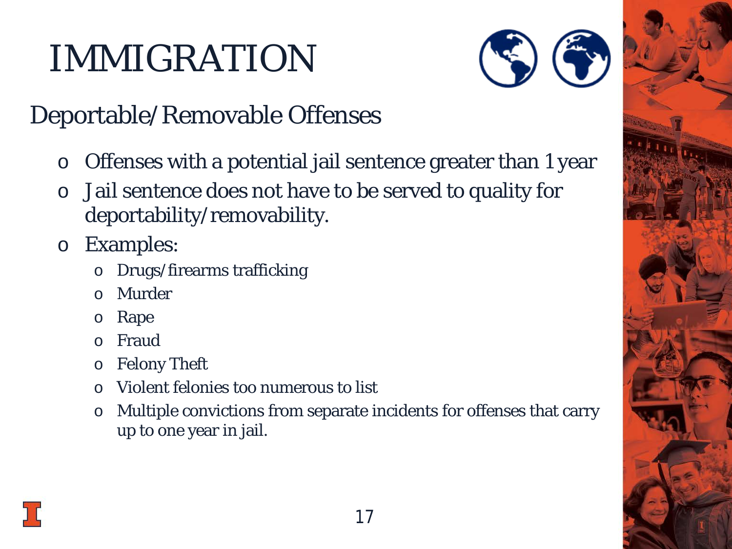# IMMIGRATION

## Deportable/Removable Offenses

- Offenses with a potential jail sentence greater than 1 year
- Jail sentence does not have to be served to quality for deportability/removability.
- Examples:
  - Drugs/firearms trafficking
  - Murder
  - Rape
  - Fraud
  - Felony Theft
  - Violent felonies too numerous to list
  - Multiple convictions from separate incidents for offenses that carry up to one year in jail.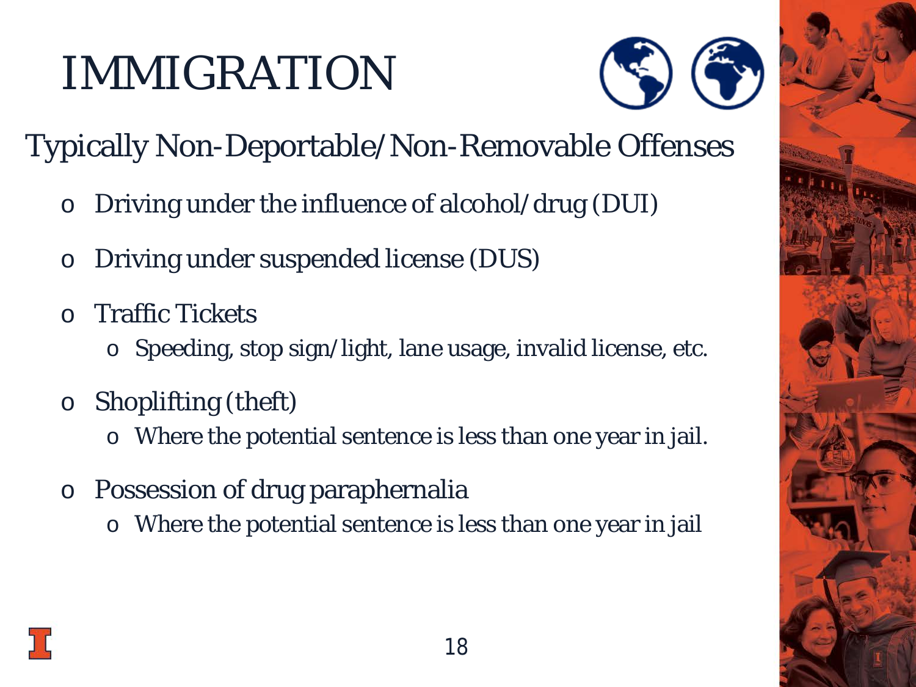# IMMIGRATION

## Typically Non-Deportable/Non-Removable Offenses

- Driving under the influence of alcohol/drug (DUI)
- Driving under suspended license (DUS)
- Traffic Tickets
  - Speeding, stop sign/light, lane usage, invalid license, etc.
- Shoplifting (theft)
  - Where the potential sentence is less than one year in jail.
- Possession of drug paraphernalia
  - Where the potential sentence is less than one year in jail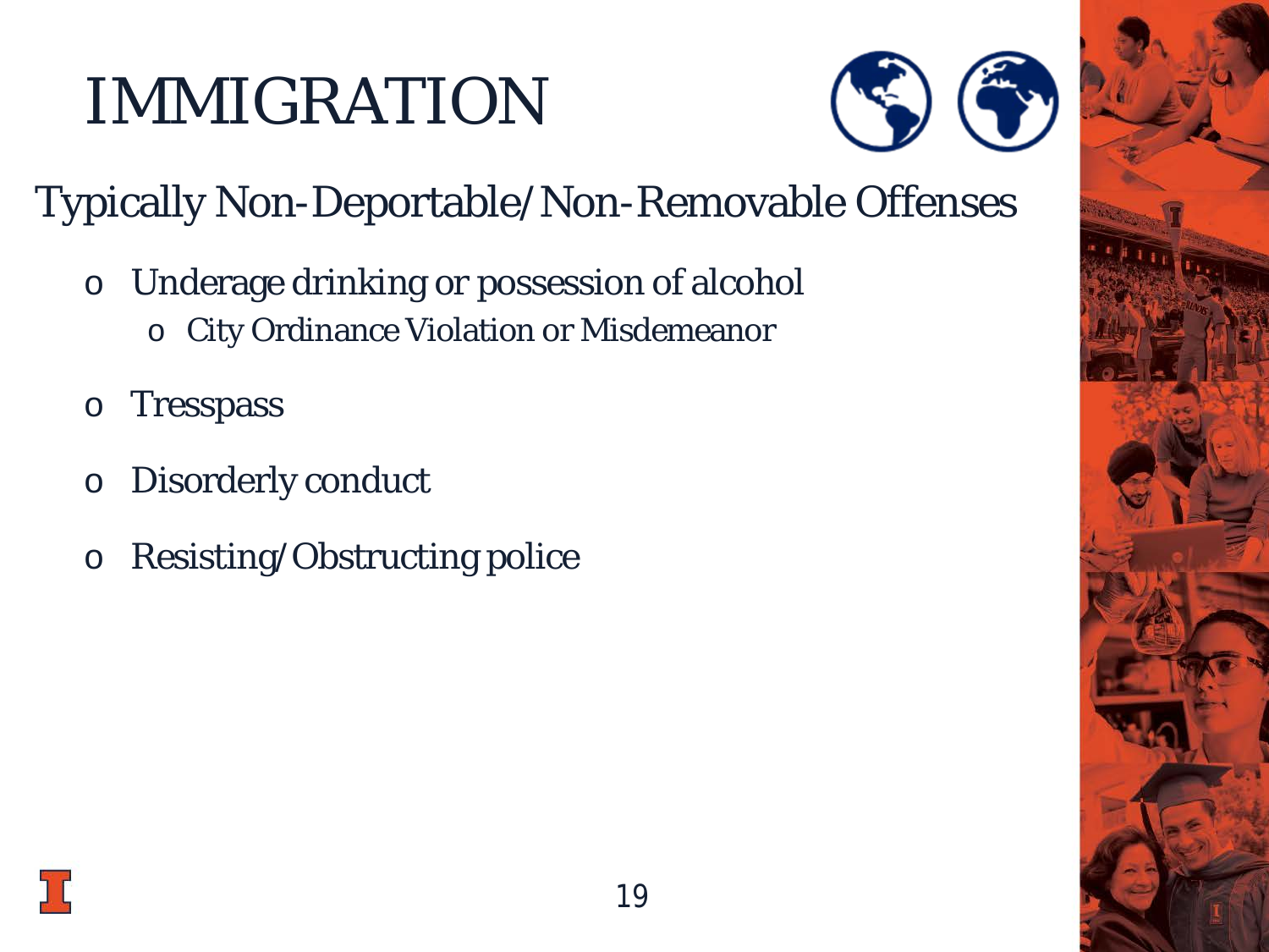# IMMIGRATION

## Typically Non-Deportable/Non-Removable Offenses

- Underage drinking or possession of alcohol
  - City Ordinance Violation or Misdemeanor
- Tresspass
- Disorderly conduct
- Resisting/Obstructing police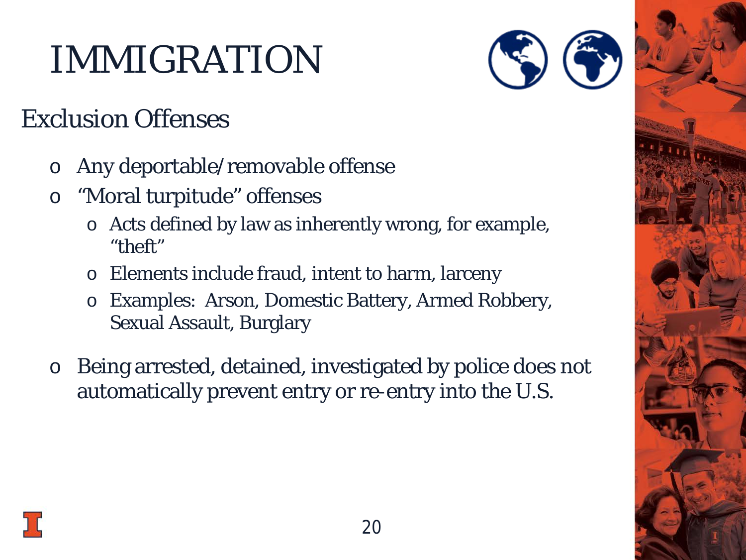# IMMIGRATION

## Exclusion Offenses

- Any deportable/removable offense
- "Moral turpitude" offenses
  - Acts defined by law as inherently wrong, for example, "theft"
  - Elements include fraud, intent to harm, larceny
  - Examples: Arson, Domestic Battery, Armed Robbery, Sexual Assault, Burglary
- Being arrested, detained, investigated by police does not automatically prevent entry or re-entry into the U.S.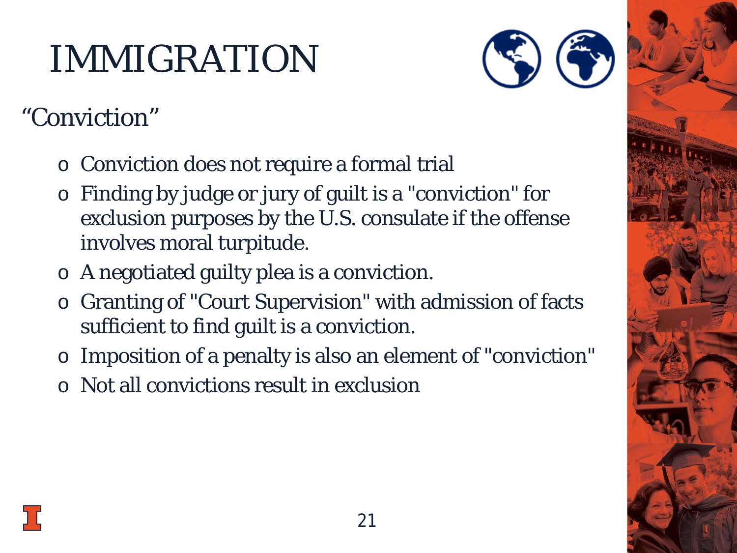# IMMIGRATION

## "Conviction"

- Conviction does not require a formal trial
- Finding by judge or jury of guilt is a "conviction" for exclusion purposes by the U.S. consulate if the offense involves moral turpitude.
- A negotiated guilty plea is a conviction.
- Granting of "Court Supervision" with admission of facts sufficient to find guilt is a conviction.
- Imposition of a penalty is also an element of "conviction"
- Not all convictions result in exclusion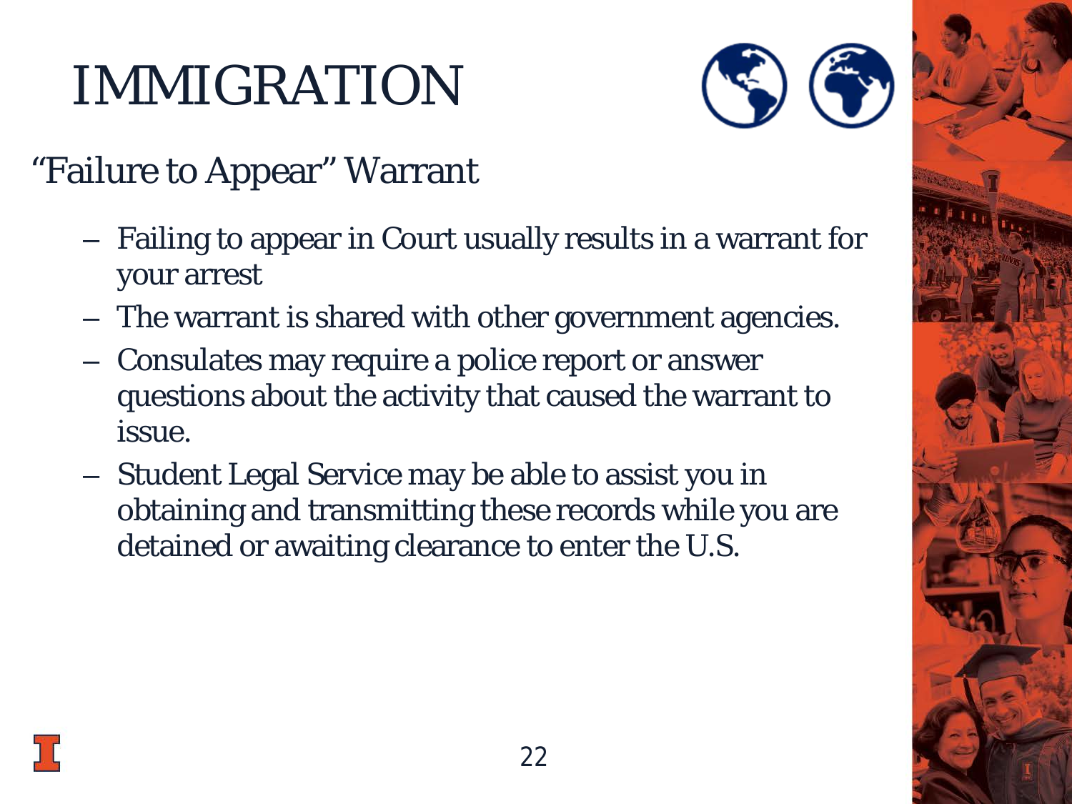# IMMIGRATION

## "Failure to Appear" Warrant

- Failing to appear in Court usually results in a warrant for your arrest
- The warrant is shared with other government agencies.
- Consulates may require a police report or answer questions about the activity that caused the warrant to issue.
- Student Legal Service may be able to assist you in obtaining and transmitting these records while you are detained or awaiting clearance to enter the U.S.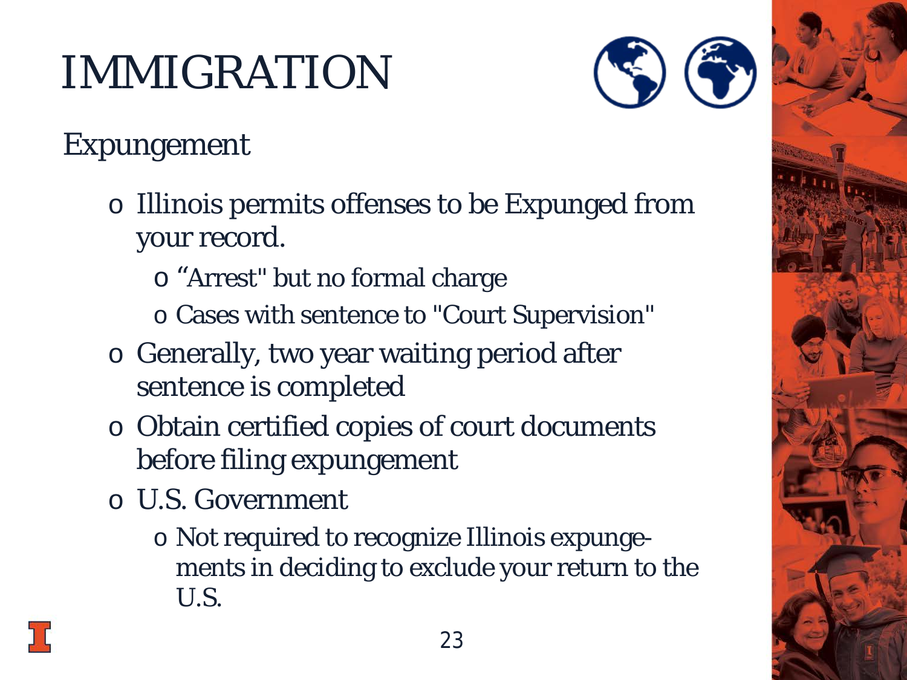# IMMIGRATION

## Expungement

- Illinois permits offenses to be Expunged from your record.
  - "Arrest" but no formal charge
  - Cases with sentence to "Court Supervision"
- Generally, two year waiting period after sentence is completed
- Obtain certified copies of court documents before filing expungement
- U.S. Government
  - Not required to recognize Illinois expungements in deciding to exclude your return to the U.S.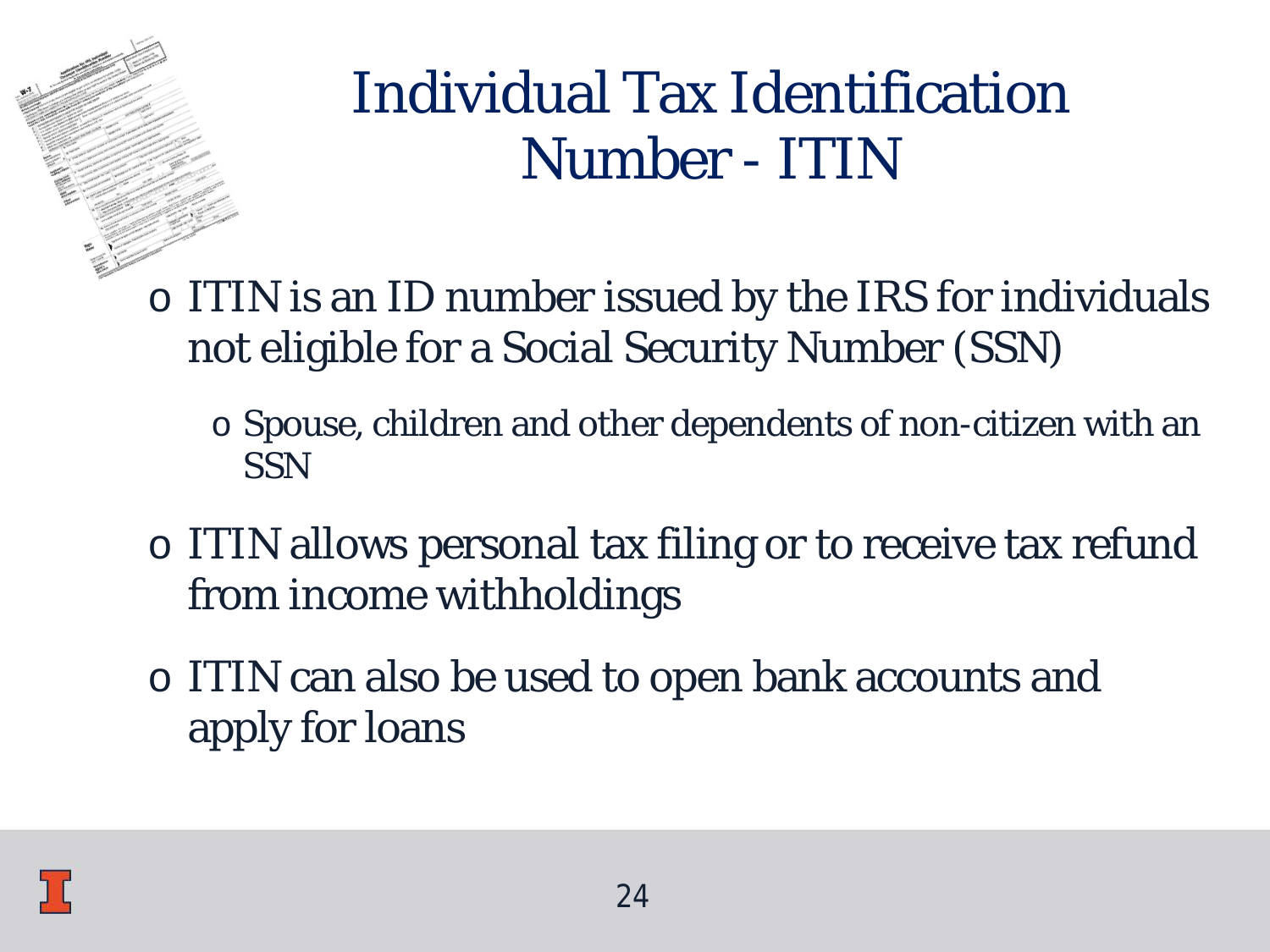# Individual Tax Identification Number - ITIN

- ITIN is an ID number issued by the IRS for individuals not eligible for a Social Security Number (SSN)
  - Spouse, children and other dependents of non-citizen with an SSN
- ITIN allows personal tax filing or to receive tax refund from income withholdings
- ITIN can also be used to open bank accounts and apply for loans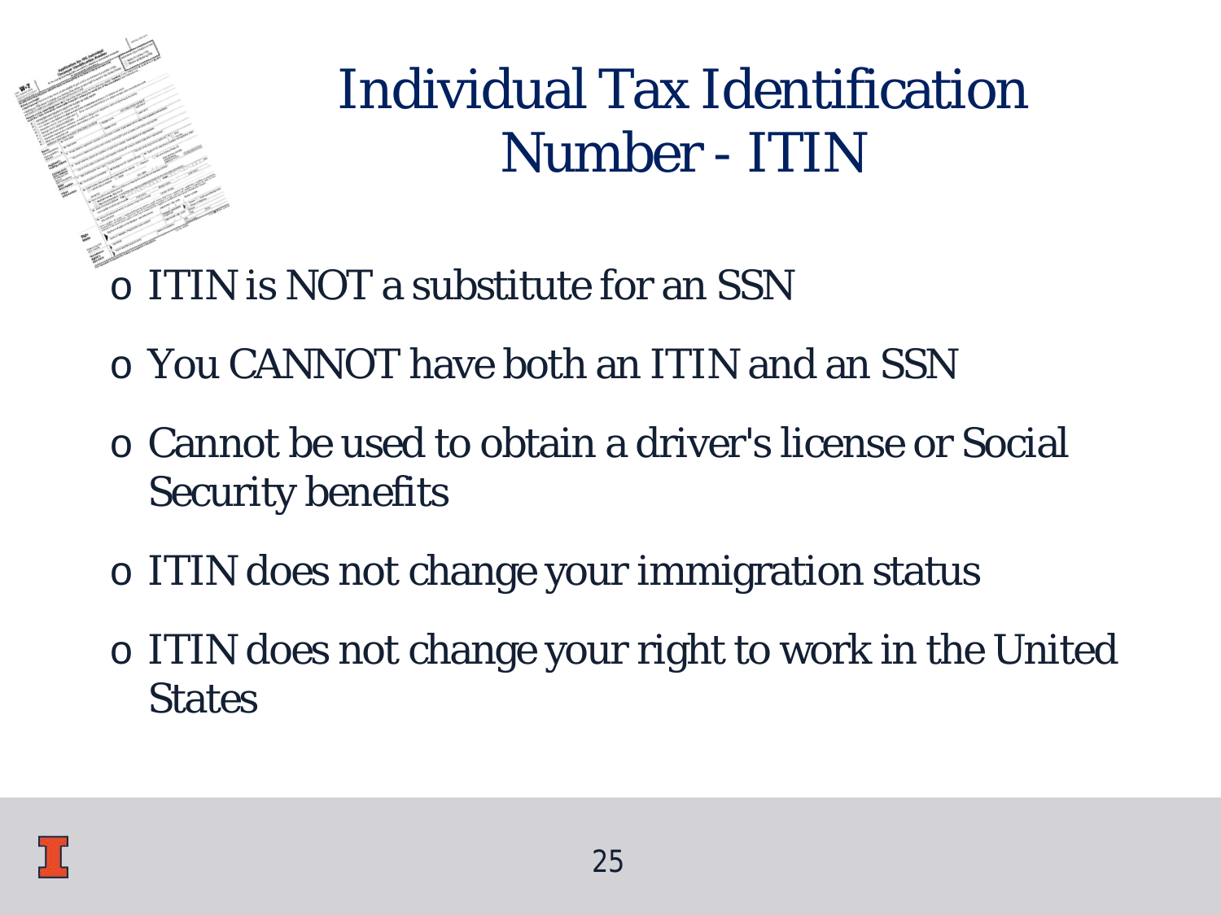# Individual Tax Identification Number - ITIN

- ITIN is NOT a substitute for an SSN
- You CANNOT have both an ITIN and an SSN
- Cannot be used to obtain a driver's license or Social Security benefits
- ITIN does not change your immigration status
- ITIN does not change your right to work in the United States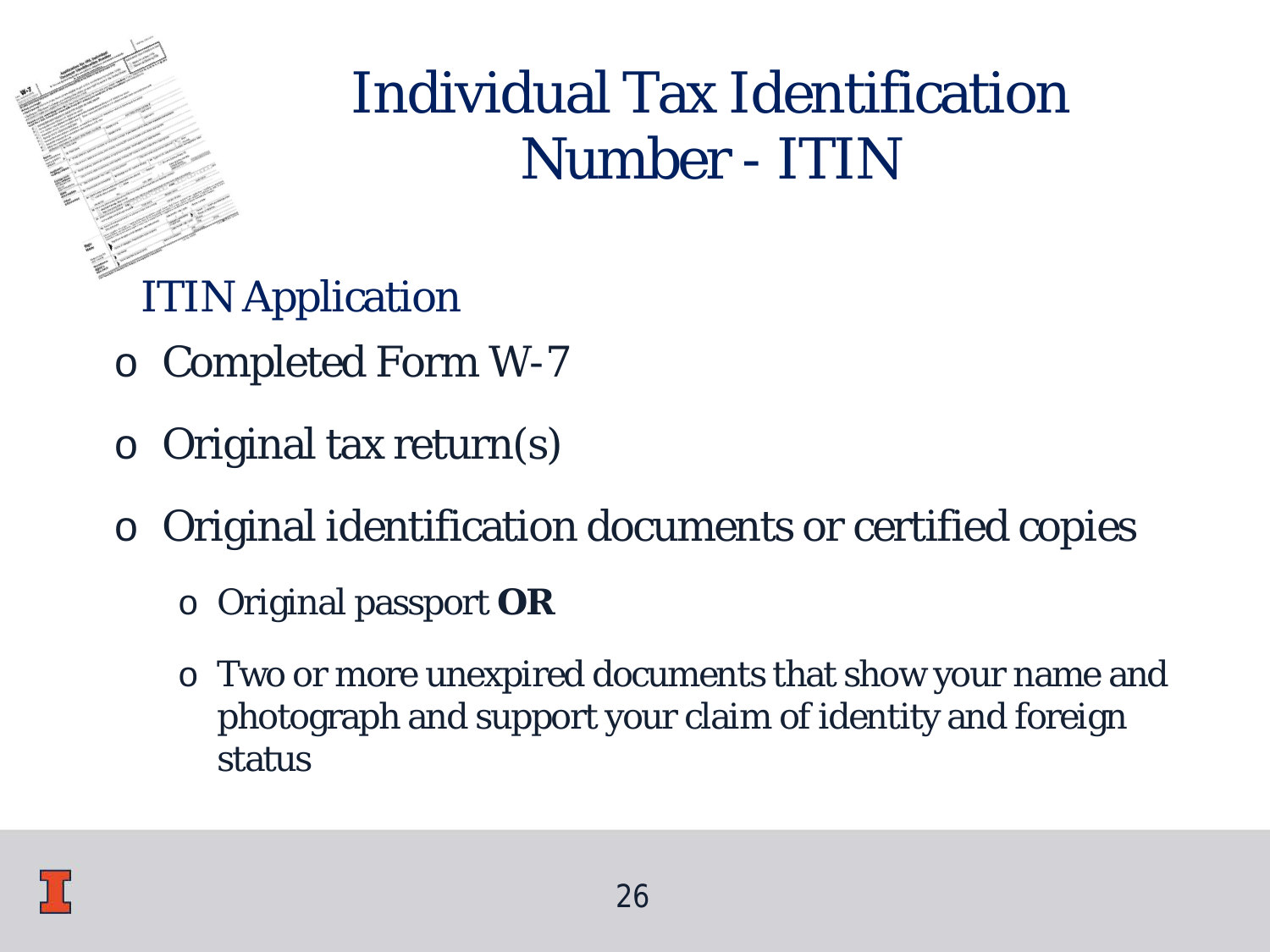# Individual Tax Identification Number - ITIN

ITIN Application

- Completed Form W-7
- Original tax return(s)
- Original identification documents or certified copies
  - Original passport **OR**
  - Two or more unexpired documents that show your name and photograph and support your claim of identity and foreign status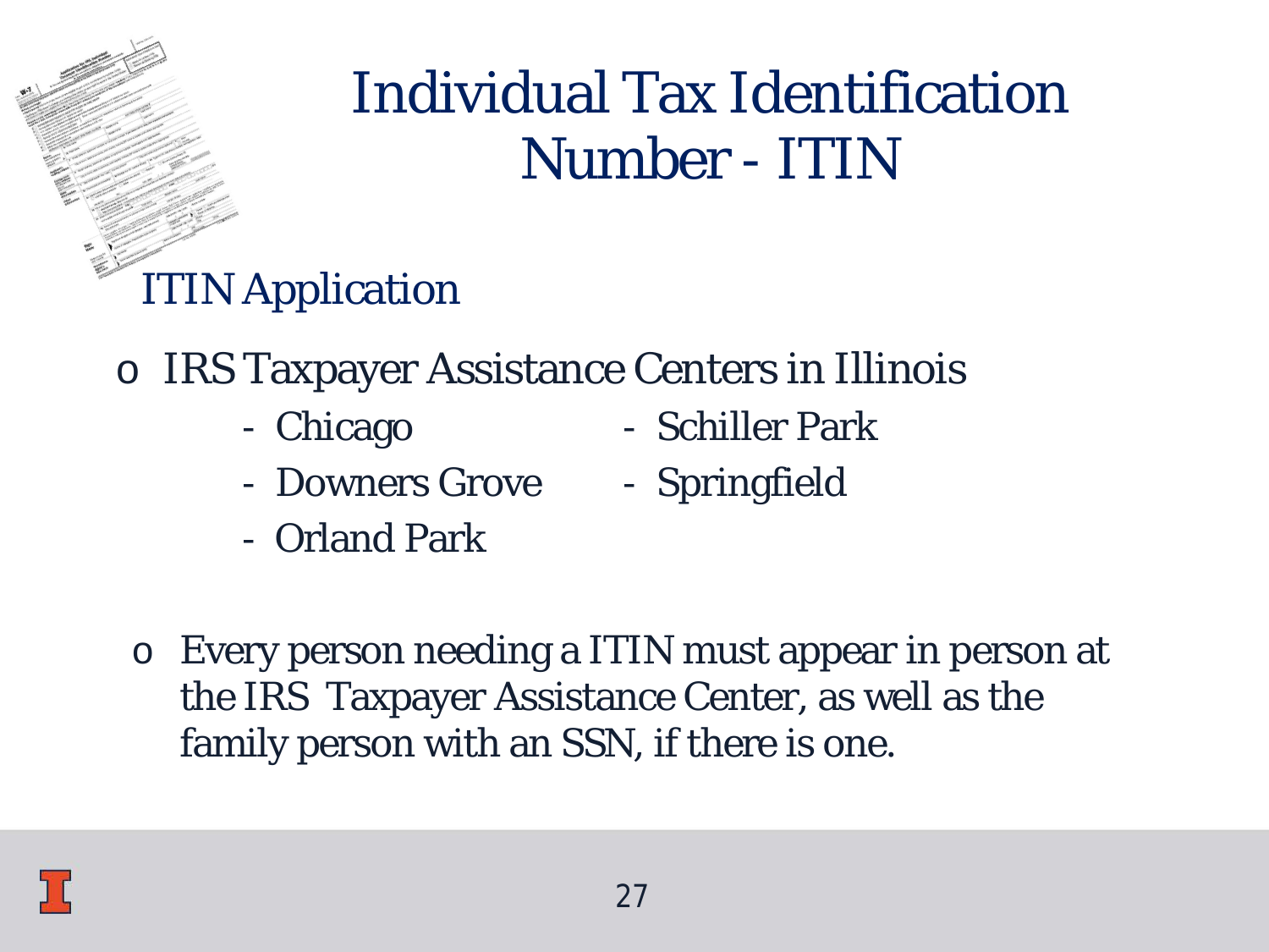# Individual Tax Identification Number - ITIN

## ITIN Application

- IRS Taxpayer Assistance Centers in Illinois
  - Chicago
  - Downers Grove
  - Orland Park
  - Schiller Park
  - Springfield

- Every person needing a ITIN must appear in person at the IRS Taxpayer Assistance Center, as well as the family person with an SSN, if there is one.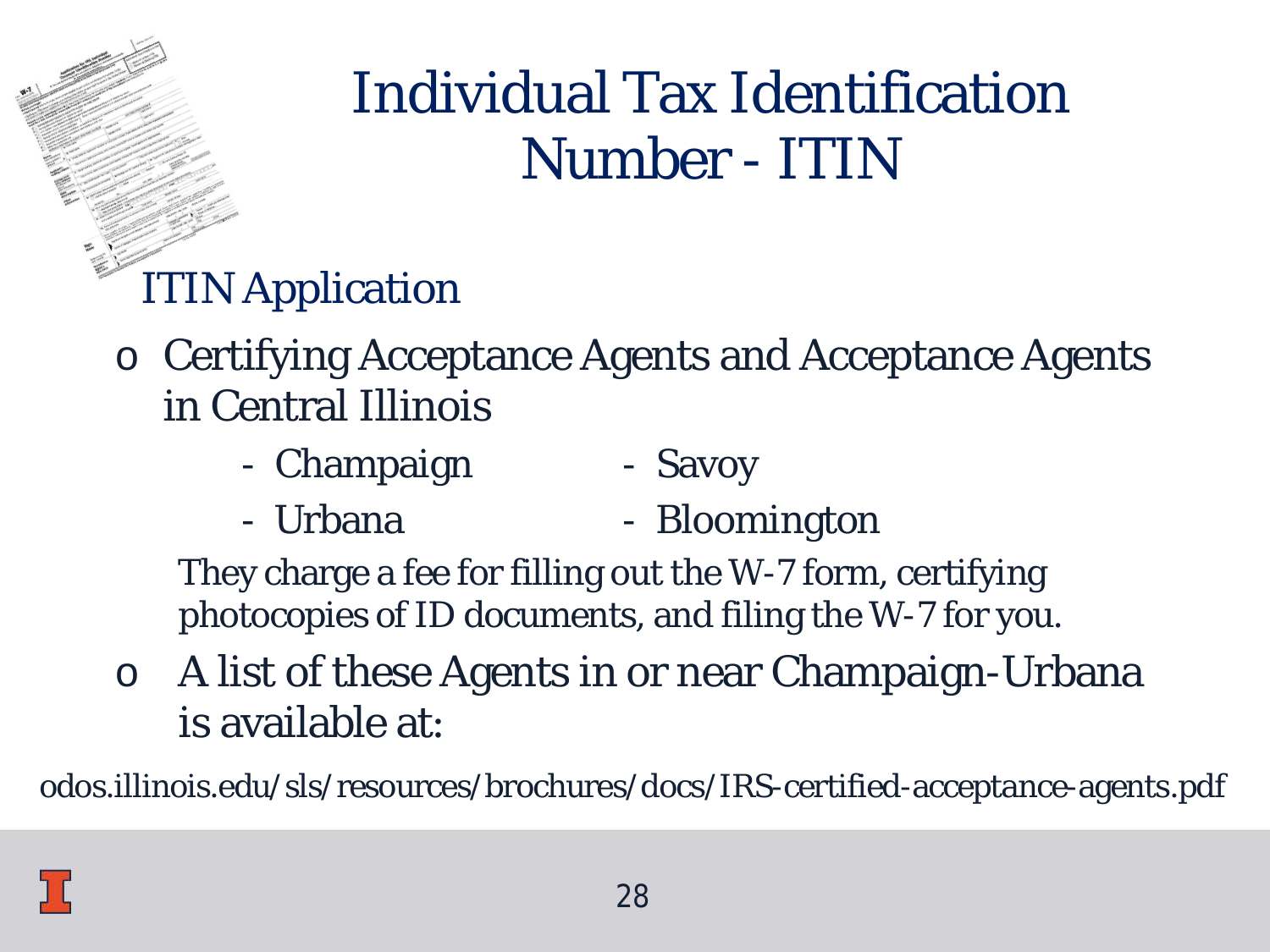# Individual Tax Identification Number - ITIN

## ITIN Application

- Certifying Acceptance Agents and Acceptance Agents in Central Illinois
  - Champaign
  - Urbana
  - Savoy
  - Bloomington

  They charge a fee for filling out the W-7 form, certifying photocopies of ID documents, and filing the W-7 for you.

- A list of these Agents in or near Champaign-Urbana is available at:

odos.illinois.edu/sls/resources/brochures/docs/IRS-certified-acceptance-agents.pdf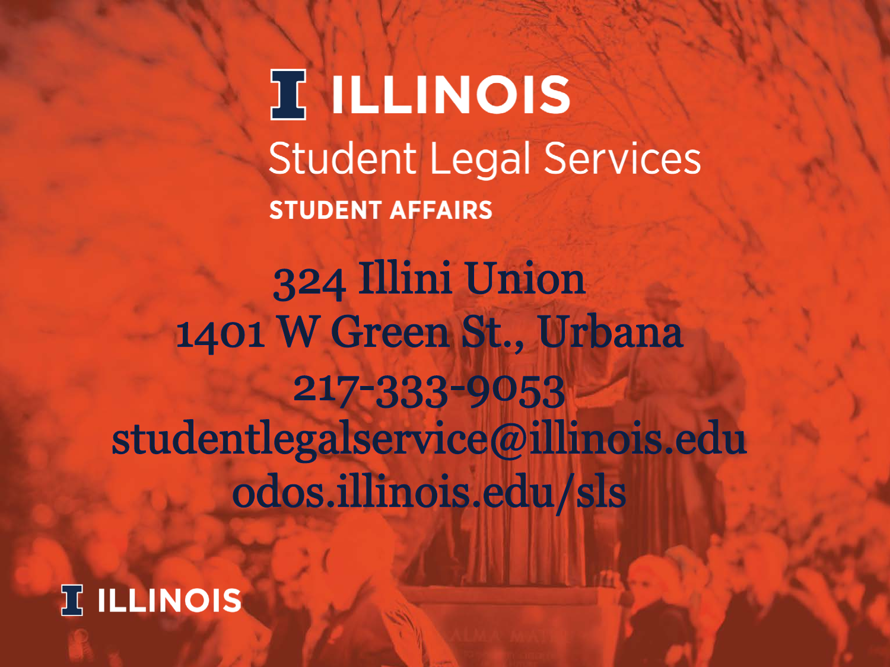# ILLINOIS

## Student Legal Services

**STUDENT AFFAIRS**

324 Illini Union
1401 W Green St., Urbana
217-333-9053
studentlegalservice@illinois.edu
odos.illinois.edu/sls

ILLINOIS